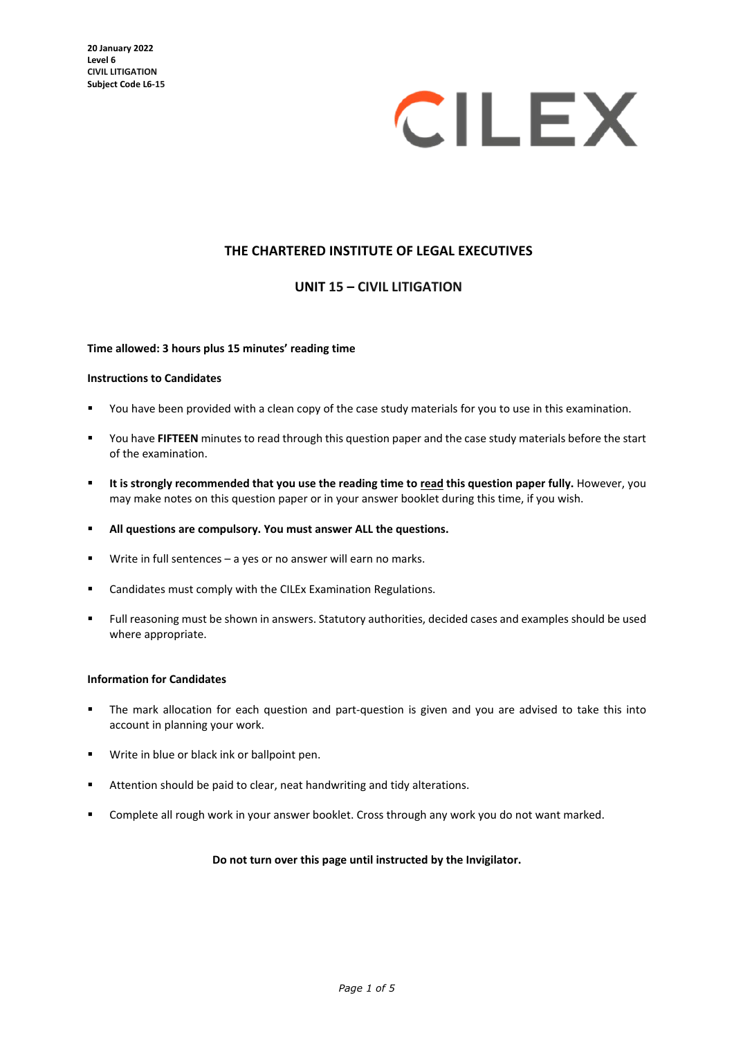**20 January 2022**
**Level 6**
**CIVIL LITIGATION**
**Subject Code L6-15**

CILEX

# THE CHARTERED INSTITUTE OF LEGAL EXECUTIVES

## UNIT 15 – CIVIL LITIGATION

**Time allowed: 3 hours plus 15 minutes' reading time**

**Instructions to Candidates**

- You have been provided with a clean copy of the case study materials for you to use in this examination.
- You have **FIFTEEN** minutes to read through this question paper and the case study materials before the start of the examination.
- **It is strongly recommended that you use the reading time to read this question paper fully.** However, you may make notes on this question paper or in your answer booklet during this time, if you wish.
- **All questions are compulsory. You must answer ALL the questions.**
- Write in full sentences – a yes or no answer will earn no marks.
- Candidates must comply with the CILEx Examination Regulations.
- Full reasoning must be shown in answers. Statutory authorities, decided cases and examples should be used where appropriate.

**Information for Candidates**

- The mark allocation for each question and part-question is given and you are advised to take this into account in planning your work.
- Write in blue or black ink or ballpoint pen.
- Attention should be paid to clear, neat handwriting and tidy alterations.
- Complete all rough work in your answer booklet. Cross through any work you do not want marked.

**Do not turn over this page until instructed by the Invigilator.**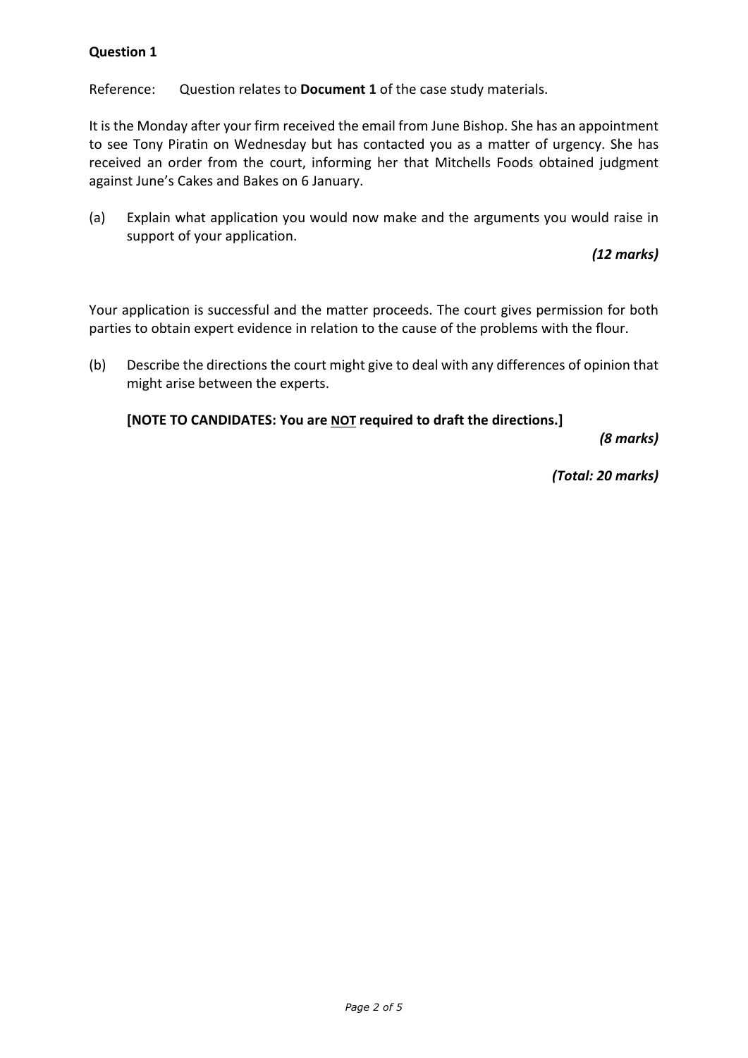**Question 1**

Reference: Question relates to **Document 1** of the case study materials.

It is the Monday after your firm received the email from June Bishop. She has an appointment to see Tony Piratin on Wednesday but has contacted you as a matter of urgency. She has received an order from the court, informing her that Mitchells Foods obtained judgment against June's Cakes and Bakes on 6 January.

(a) Explain what application you would now make and the arguments you would raise in support of your application.

*(12 marks)*

Your application is successful and the matter proceeds. The court gives permission for both parties to obtain expert evidence in relation to the cause of the problems with the flour.

(b) Describe the directions the court might give to deal with any differences of opinion that might arise between the experts.

**[NOTE TO CANDIDATES: You are NOT required to draft the directions.]**

*(8 marks)*

*(Total: 20 marks)*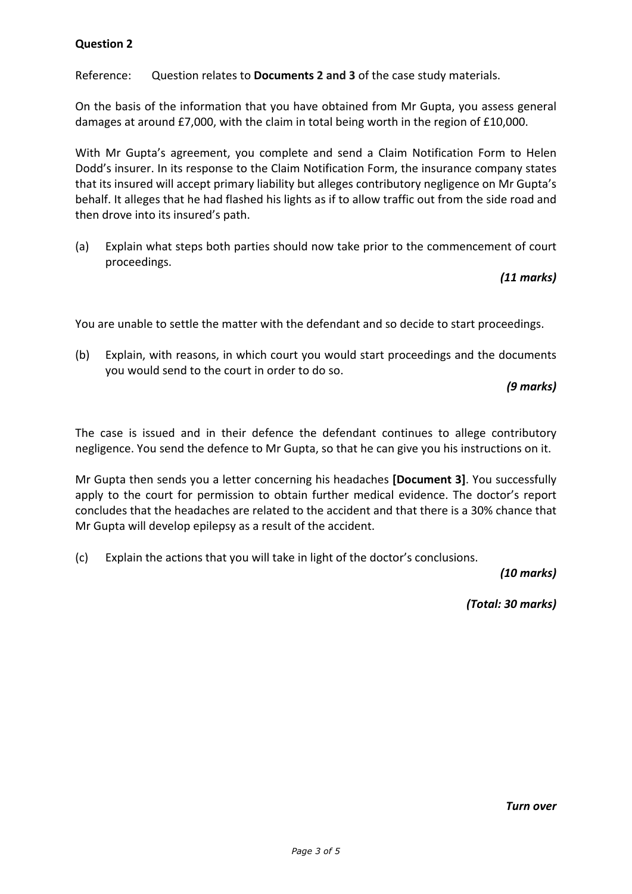**Question 2**

Reference: Question relates to **Documents 2 and 3** of the case study materials.

On the basis of the information that you have obtained from Mr Gupta, you assess general damages at around £7,000, with the claim in total being worth in the region of £10,000.

With Mr Gupta's agreement, you complete and send a Claim Notification Form to Helen Dodd's insurer. In its response to the Claim Notification Form, the insurance company states that its insured will accept primary liability but alleges contributory negligence on Mr Gupta's behalf. It alleges that he had flashed his lights as if to allow traffic out from the side road and then drove into its insured's path.

(a) Explain what steps both parties should now take prior to the commencement of court proceedings.

*(11 marks)*

You are unable to settle the matter with the defendant and so decide to start proceedings.

(b) Explain, with reasons, in which court you would start proceedings and the documents you would send to the court in order to do so.

*(9 marks)*

The case is issued and in their defence the defendant continues to allege contributory negligence. You send the defence to Mr Gupta, so that he can give you his instructions on it.

Mr Gupta then sends you a letter concerning his headaches **[Document 3]**. You successfully apply to the court for permission to obtain further medical evidence. The doctor's report concludes that the headaches are related to the accident and that there is a 30% chance that Mr Gupta will develop epilepsy as a result of the accident.

(c) Explain the actions that you will take in light of the doctor's conclusions.

*(10 marks)*

*(Total: 30 marks)*

*Turn over*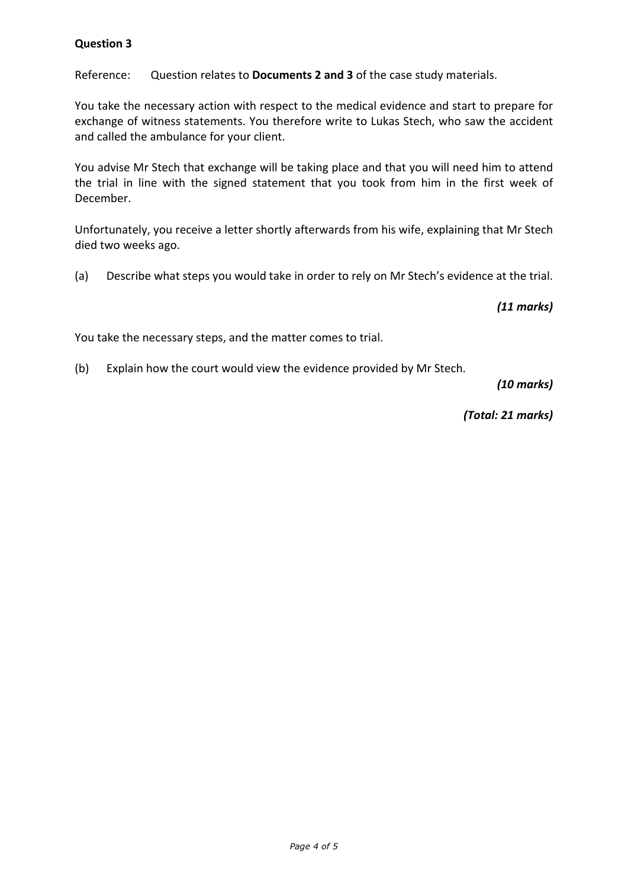**Question 3**

Reference: Question relates to **Documents 2 and 3** of the case study materials.

You take the necessary action with respect to the medical evidence and start to prepare for exchange of witness statements. You therefore write to Lukas Stech, who saw the accident and called the ambulance for your client.

You advise Mr Stech that exchange will be taking place and that you will need him to attend the trial in line with the signed statement that you took from him in the first week of December.

Unfortunately, you receive a letter shortly afterwards from his wife, explaining that Mr Stech died two weeks ago.

(a) Describe what steps you would take in order to rely on Mr Stech's evidence at the trial.

*(11 marks)*

You take the necessary steps, and the matter comes to trial.

(b) Explain how the court would view the evidence provided by Mr Stech.

*(10 marks)*

*(Total: 21 marks)*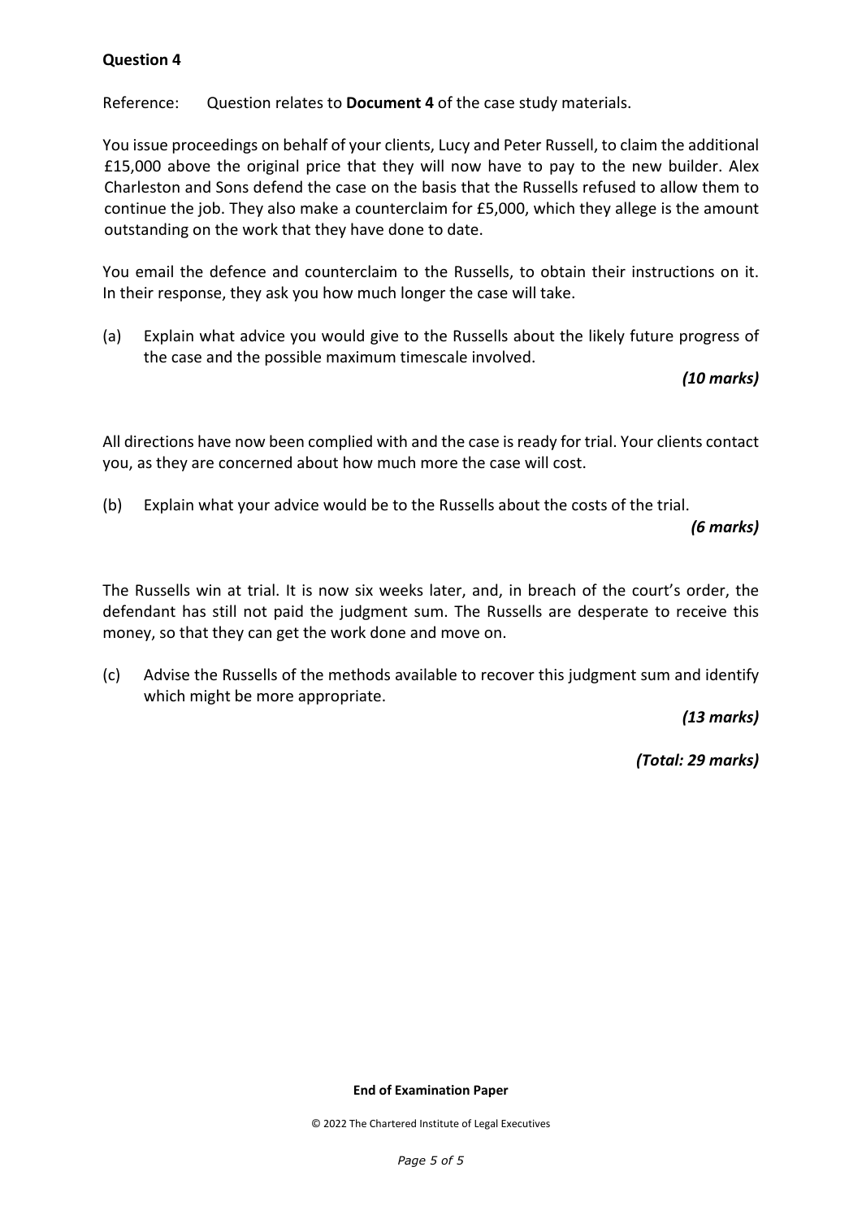**Question 4**

Reference: Question relates to **Document 4** of the case study materials.

You issue proceedings on behalf of your clients, Lucy and Peter Russell, to claim the additional £15,000 above the original price that they will now have to pay to the new builder. Alex Charleston and Sons defend the case on the basis that the Russells refused to allow them to continue the job. They also make a counterclaim for £5,000, which they allege is the amount outstanding on the work that they have done to date.

You email the defence and counterclaim to the Russells, to obtain their instructions on it. In their response, they ask you how much longer the case will take.

(a) Explain what advice you would give to the Russells about the likely future progress of the case and the possible maximum timescale involved.

***(10 marks)***

All directions have now been complied with and the case is ready for trial. Your clients contact you, as they are concerned about how much more the case will cost.

(b) Explain what your advice would be to the Russells about the costs of the trial.

***(6 marks)***

The Russells win at trial. It is now six weeks later, and, in breach of the court's order, the defendant has still not paid the judgment sum. The Russells are desperate to receive this money, so that they can get the work done and move on.

(c) Advise the Russells of the methods available to recover this judgment sum and identify which might be more appropriate.

***(13 marks)***

***(Total: 29 marks)***

**End of Examination Paper**

© 2022 The Chartered Institute of Legal Executives